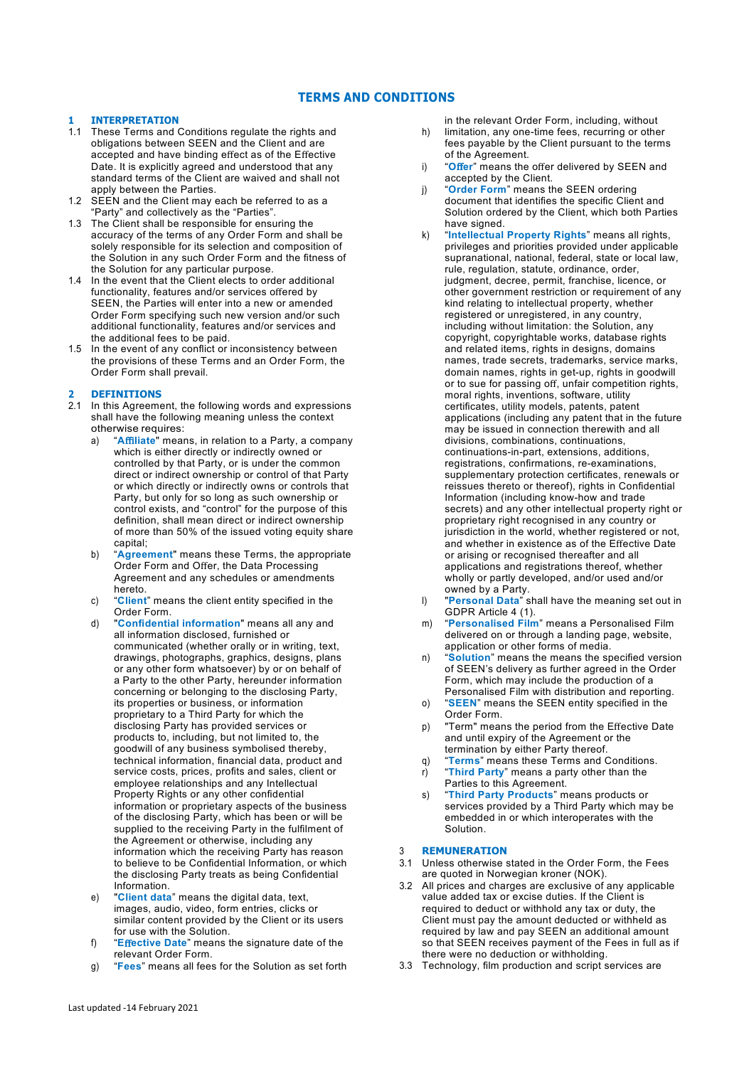# TERMS AND CONDITIONS

## 1 INTERPRETATION

1.1 These Terms and Conditions regulate the rights and obligations between SEEN and the Client and are accepted and have binding effect as of the Effective Date. It is explicitly agreed and understood that any standard terms of the Client are waived and shall not apply between the Parties.

1.2 SEEN and the Client may each be referred to as a "Party" and collectively as the "Parties".

1.3 The Client shall be responsible for ensuring the accuracy of the terms of any Order Form and shall be solely responsible for its selection and composition of the Solution in any such Order Form and the fitness of the Solution for any particular purpose.

1.4 In the event that the Client elects to order additional functionality, features and/or services offered by SEEN, the Parties will enter into a new or amended Order Form specifying such new version and/or such additional functionality, features and/or services and the additional fees to be paid.

1.5 In the event of any conflict or inconsistency between the provisions of these Terms and an Order Form, the Order Form shall prevail.

## 2 DEFINITIONS

2.1 In this Agreement, the following words and expressions shall have the following meaning unless the context otherwise requires:

a) "**Affiliate**" means, in relation to a Party, a company which is either directly or indirectly owned or controlled by that Party, or is under the common direct or indirect ownership or control of that Party or which directly or indirectly owns or controls that Party, but only for so long as such ownership or control exists, and "control" for the purpose of this definition, shall mean direct or indirect ownership of more than 50% of the issued voting equity share capital;

b) "**Agreement**" means these Terms, the appropriate Order Form and Offer, the Data Processing Agreement and any schedules or amendments hereto.

c) "**Client**" means the client entity specified in the Order Form.

d) "**Confidential information**" means all any and all information disclosed, furnished or communicated (whether orally or in writing, text, drawings, photographs, graphics, designs, plans or any other form whatsoever) by or on behalf of a Party to the other Party, hereunder information concerning or belonging to the disclosing Party, its properties or business, or information proprietary to a Third Party for which the disclosing Party has provided services or products to, including, but not limited to, the goodwill of any business symbolised thereby, technical information, financial data, product and service costs, prices, profits and sales, client or employee relationships and any Intellectual Property Rights or any other confidential information or proprietary aspects of the business of the disclosing Party, which has been or will be supplied to the receiving Party in the fulfilment of the Agreement or otherwise, including any information which the receiving Party has reason to believe to be Confidential Information, or which the disclosing Party treats as being Confidential Information.

e) "**Client data**" means the digital data, text, images, audio, video, form entries, clicks or similar content provided by the Client or its users for use with the Solution.

f) "**Effective Date**" means the signature date of the relevant Order Form.

g) "**Fees**" means all fees for the Solution as set forth in the relevant Order Form, including, without

h) limitation, any one-time fees, recurring or other fees payable by the Client pursuant to the terms of the Agreement.

i) "**Offer**" means the offer delivered by SEEN and accepted by the Client.

j) "**Order Form**" means the SEEN ordering document that identifies the specific Client and Solution ordered by the Client, which both Parties have signed.

k) "**Intellectual Property Rights**" means all rights, privileges and priorities provided under applicable supranational, national, federal, state or local law, rule, regulation, statute, ordinance, order, judgment, decree, permit, franchise, licence, or other government restriction or requirement of any kind relating to intellectual property, whether registered or unregistered, in any country, including without limitation: the Solution, any copyright, copyrightable works, database rights and related items, rights in designs, domains names, trade secrets, trademarks, service marks, domain names, rights in get-up, rights in goodwill or to sue for passing off, unfair competition rights, moral rights, inventions, software, utility certificates, utility models, patents, patent applications (including any patent that in the future may be issued in connection therewith and all divisions, combinations, continuations, continuations-in-part, extensions, additions, registrations, confirmations, re-examinations, supplementary protection certificates, renewals or reissues thereto or thereof), rights in Confidential Information (including know-how and trade secrets) and any other intellectual property right or proprietary right recognised in any country or jurisdiction in the world, whether registered or not, and whether in existence as of the Effective Date or arising or recognised thereafter and all applications and registrations thereof, whether wholly or partly developed, and/or used and/or owned by a Party.

l) "**Personal Data**" shall have the meaning set out in GDPR Article 4 (1).

m) "**Personalised Film**" means a Personalised Film delivered on or through a landing page, website, application or other forms of media.

n) "**Solution**" means the means the specified version of SEEN's delivery as further agreed in the Order Form, which may include the production of a Personalised Film with distribution and reporting.

o) "**SEEN**" means the SEEN entity specified in the Order Form.

p) "Term" means the period from the Effective Date and until expiry of the Agreement or the termination by either Party thereof.

q) "**Terms**" means these Terms and Conditions.

r) "**Third Party**" means a party other than the Parties to this Agreement.

s) "**Third Party Products**" means products or services provided by a Third Party which may be embedded in or which interoperates with the Solution.

## 3 REMUNERATION

3.1 Unless otherwise stated in the Order Form, the Fees are quoted in Norwegian kroner (NOK).

3.2 All prices and charges are exclusive of any applicable value added tax or excise duties. If the Client is required to deduct or withhold any tax or duty, the Client must pay the amount deducted or withheld as required by law and pay SEEN an additional amount so that SEEN receives payment of the Fees in full as if there were no deduction or withholding.

3.3 Technology, film production and script services are

Last updated -14 February 2021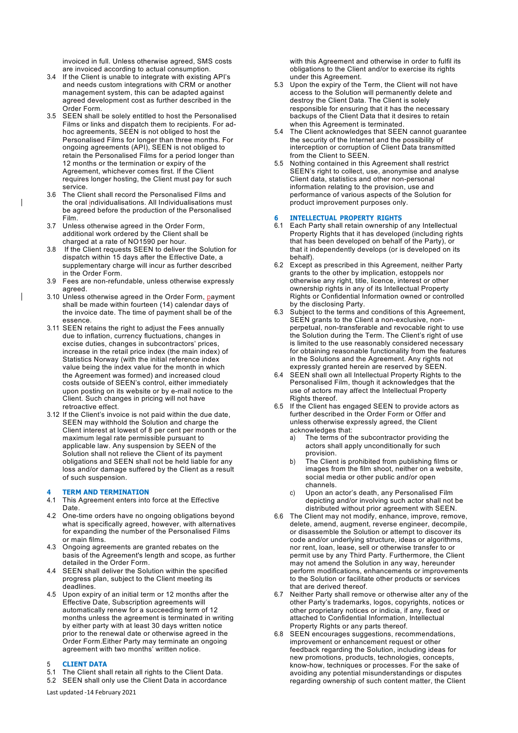invoiced in full. Unless otherwise agreed, SMS costs are invoiced according to actual consumption.

3.4 If the Client is unable to integrate with existing API's and needs custom integrations with CRM or another management system, this can be adapted against agreed development cost as further described in the Order Form.

3.5 SEEN shall be solely entitled to host the Personalised Films or links and dispatch them to recipients. For ad-hoc agreements, SEEN is not obliged to host the Personalised Films for longer than three months. For ongoing agreements (API), SEEN is not obliged to retain the Personalised Films for a period longer than 12 months or the termination or expiry of the Agreement, whichever comes first. If the Client requires longer hosting, the Client must pay for such service.

3.6 The Client shall record the Personalised Films and the oral individualisations. All Individualisations must be agreed before the production of the Personalised Film.

3.7 Unless otherwise agreed in the Order Form, additional work ordered by the Client shall be charged at a rate of NO1590 per hour.

3.8 If the Client requests SEEN to deliver the Solution for dispatch within 15 days after the Effective Date, a supplementary charge will incur as further described in the Order Form.

3.9 Fees are non-refundable, unless otherwise expressly agreed.

3.10 Unless otherwise agreed in the Order Form, payment shall be made within fourteen (14) calendar days of the invoice date. The time of payment shall be of the essence.

3.11 SEEN retains the right to adjust the Fees annually due to inflation, currency fluctuations, changes in excise duties, changes in subcontractors' prices, increase in the retail price index (the main index) of Statistics Norway (with the initial reference index value being the index value for the month in which the Agreement was formed) and increased cloud costs outside of SEEN's control, either immediately upon posting on its website or by e-mail notice to the Client. Such changes in pricing will not have retroactive effect.

3.12 If the Client's invoice is not paid within the due date, SEEN may withhold the Solution and charge the Client interest at lowest of 8 per cent per month or the maximum legal rate permissible pursuant to applicable law. Any suspension by SEEN of the Solution shall not relieve the Client of its payment obligations and SEEN shall not be held liable for any loss and/or damage suffered by the Client as a result of such suspension.

## 4 TERM AND TERMINATION

4.1 This Agreement enters into force at the Effective Date.

4.2 One-time orders have no ongoing obligations beyond what is specifically agreed, however, with alternatives for expanding the number of the Personalised Films or main films.

4.3 Ongoing agreements are granted rebates on the basis of the Agreement's length and scope, as further detailed in the Order Form.

4.4 SEEN shall deliver the Solution within the specified progress plan, subject to the Client meeting its deadlines.

4.5 Upon expiry of an initial term or 12 months after the Effective Date, Subscription agreements will automatically renew for a succeeding term of 12 months unless the agreement is terminated in writing by either party with at least 30 days written notice prior to the renewal date or otherwise agreed in the Order Form.Either Party may terminate an ongoing agreement with two months' written notice.

## 5 CLIENT DATA

5.1 The Client shall retain all rights to the Client Data.

5.2 SEEN shall only use the Client Data in accordance with this Agreement and otherwise in order to fulfil its obligations to the Client and/or to exercise its rights under this Agreement.

5.3 Upon the expiry of the Term, the Client will not have access to the Solution will permanently delete and destroy the Client Data. The Client is solely responsible for ensuring that it has the necessary backups of the Client Data that it desires to retain when this Agreement is terminated.

5.4 The Client acknowledges that SEEN cannot guarantee the security of the Internet and the possibility of interception or corruption of Client Data transmitted from the Client to SEEN.

5.5 Nothing contained in this Agreement shall restrict SEEN's right to collect, use, anonymise and analyse Client data, statistics and other non-personal information relating to the provision, use and performance of various aspects of the Solution for product improvement purposes only.

## 6 INTELLECTUAL PROPERTY RIGHTS

6.1 Each Party shall retain ownership of any Intellectual Property Rights that it has developed (including rights that has been developed on behalf of the Party), or that it independently develops (or is developed on its behalf).

6.2 Except as prescribed in this Agreement, neither Party grants to the other by implication, estoppels nor otherwise any right, title, licence, interest or other ownership rights in any of its Intellectual Property Rights or Confidential Information owned or controlled by the disclosing Party.

6.3 Subject to the terms and conditions of this Agreement, SEEN grants to the Client a non-exclusive, non-perpetual, non-transferable and revocable right to use the Solution during the Term. The Client's right of use is limited to the use reasonably considered necessary for obtaining reasonable functionality from the features in the Solutions and the Agreement. Any rights not expressly granted herein are reserved by SEEN.

6.4 SEEN shall own all Intellectual Property Rights to the Personalised Film, though it acknowledges that the use of actors may affect the Intellectual Property Rights thereof.

6.5 If the Client has engaged SEEN to provide actors as further described in the Order Form or Offer and unless otherwise expressly agreed, the Client acknowledges that:

a) The terms of the subcontractor providing the actors shall apply unconditionally for such provision.

b) The Client is prohibited from publishing films or images from the film shoot, neither on a website, social media or other public and/or open channels.

c) Upon an actor's death, any Personalised Film depicting and/or involving such actor shall not be distributed without prior agreement with SEEN.

6.6 The Client may not modify, enhance, improve, remove, delete, amend, augment, reverse engineer, decompile, or disassemble the Solution or attempt to discover its code and/or underlying structure, ideas or algorithms, nor rent, loan, lease, sell or otherwise transfer to or permit use by any Third Party. Furthermore, the Client may not amend the Solution in any way, hereunder perform modifications, enhancements or improvements to the Solution or facilitate other products or services that are derived thereof.

6.7 Neither Party shall remove or otherwise alter any of the other Party's trademarks, logos, copyrights, notices or other proprietary notices or indicia, if any, fixed or attached to Confidential Information, Intellectual Property Rights or any parts thereof.

6.8 SEEN encourages suggestions, recommendations, improvement or enhancement request or other feedback regarding the Solution, including ideas for new promotions, products, technologies, concepts, know-how, techniques or processes. For the sake of avoiding any potential misunderstandings or disputes regarding ownership of such content matter, the Client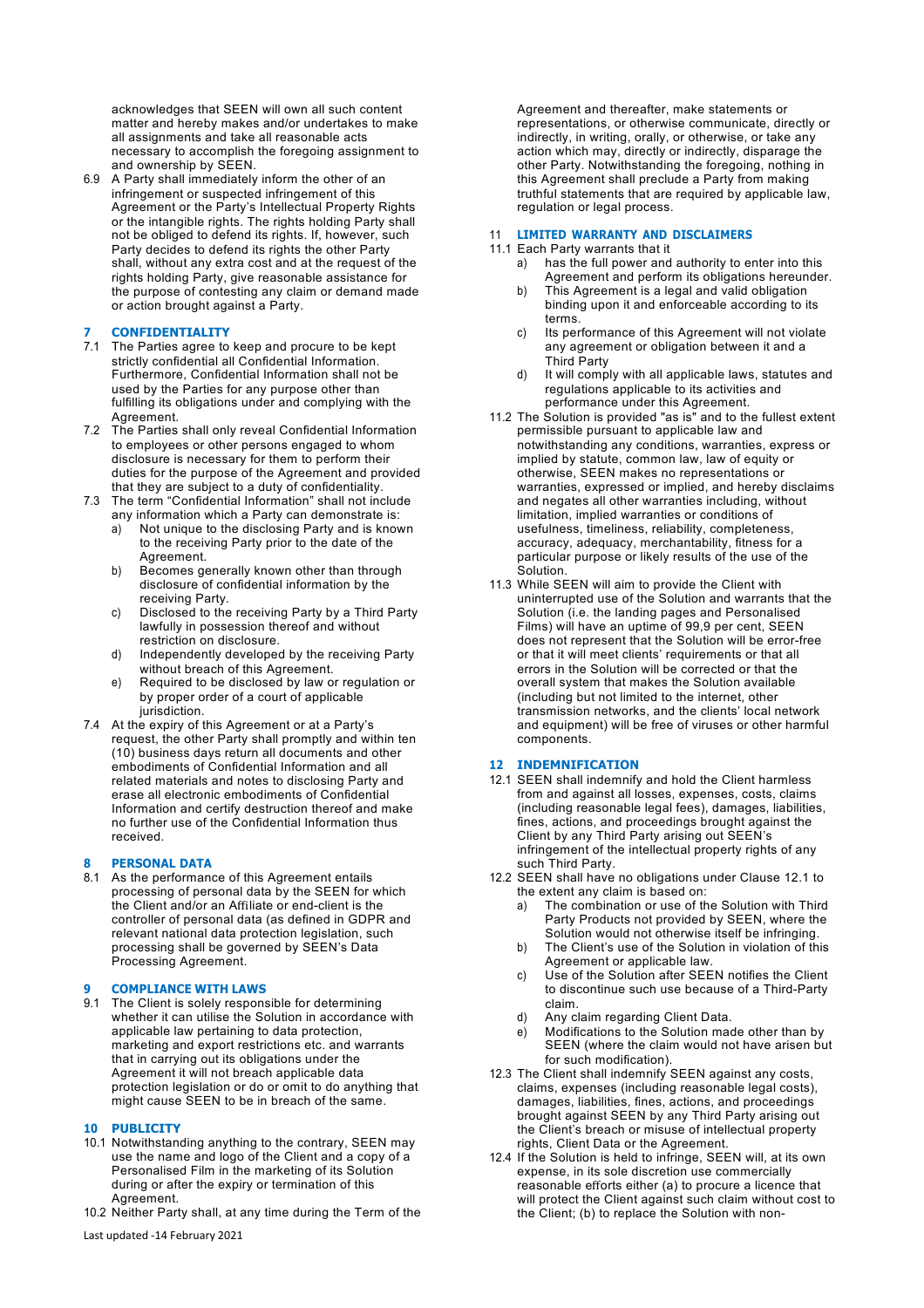acknowledges that SEEN will own all such content matter and hereby makes and/or undertakes to make all assignments and take all reasonable acts necessary to accomplish the foregoing assignment to and ownership by SEEN.

6.9 A Party shall immediately inform the other of an infringement or suspected infringement of this Agreement or the Party's Intellectual Property Rights or the intangible rights. The rights holding Party shall not be obliged to defend its rights. If, however, such Party decides to defend its rights the other Party shall, without any extra cost and at the request of the rights holding Party, give reasonable assistance for the purpose of contesting any claim or demand made or action brought against a Party.

## 7 CONFIDENTIALITY

7.1 The Parties agree to keep and procure to be kept strictly confidential all Confidential Information. Furthermore, Confidential Information shall not be used by the Parties for any purpose other than fulfilling its obligations under and complying with the Agreement.

7.2 The Parties shall only reveal Confidential Information to employees or other persons engaged to whom disclosure is necessary for them to perform their duties for the purpose of the Agreement and provided that they are subject to a duty of confidentiality.

7.3 The term "Confidential Information" shall not include any information which a Party can demonstrate is:

a) Not unique to the disclosing Party and is known to the receiving Party prior to the date of the Agreement.
b) Becomes generally known other than through disclosure of confidential information by the receiving Party.
c) Disclosed to the receiving Party by a Third Party lawfully in possession thereof and without restriction on disclosure.
d) Independently developed by the receiving Party without breach of this Agreement.
e) Required to be disclosed by law or regulation or by proper order of a court of applicable jurisdiction.

7.4 At the expiry of this Agreement or at a Party's request, the other Party shall promptly and within ten (10) business days return all documents and other embodiments of Confidential Information and all related materials and notes to disclosing Party and erase all electronic embodiments of Confidential Information and certify destruction thereof and make no further use of the Confidential Information thus received.

## 8 PERSONAL DATA

8.1 As the performance of this Agreement entails processing of personal data by the SEEN for which the Client and/or an Affiliate or end-client is the controller of personal data (as defined in GDPR and relevant national data protection legislation, such processing shall be governed by SEEN's Data Processing Agreement.

## 9 COMPLIANCE WITH LAWS

9.1 The Client is solely responsible for determining whether it can utilise the Solution in accordance with applicable law pertaining to data protection, marketing and export restrictions etc. and warrants that in carrying out its obligations under the Agreement it will not breach applicable data protection legislation or do or omit to do anything that might cause SEEN to be in breach of the same.

## 10 PUBLICITY

10.1 Notwithstanding anything to the contrary, SEEN may use the name and logo of the Client and a copy of a Personalised Film in the marketing of its Solution during or after the expiry or termination of this Agreement.

10.2 Neither Party shall, at any time during the Term of the Agreement and thereafter, make statements or representations, or otherwise communicate, directly or indirectly, in writing, orally, or otherwise, or take any action which may, directly or indirectly, disparage the other Party. Notwithstanding the foregoing, nothing in this Agreement shall preclude a Party from making truthful statements that are required by applicable law, regulation or legal process.

## 11 LIMITED WARRANTY AND DISCLAIMERS

11.1 Each Party warrants that it

a) has the full power and authority to enter into this Agreement and perform its obligations hereunder.
b) This Agreement is a legal and valid obligation binding upon it and enforceable according to its terms.
c) Its performance of this Agreement will not violate any agreement or obligation between it and a Third Party
d) It will comply with all applicable laws, statutes and regulations applicable to its activities and performance under this Agreement.

11.2 The Solution is provided "as is" and to the fullest extent permissible pursuant to applicable law and notwithstanding any conditions, warranties, express or implied by statute, common law, law of equity or otherwise, SEEN makes no representations or warranties, expressed or implied, and hereby disclaims and negates all other warranties including, without limitation, implied warranties or conditions of usefulness, timeliness, reliability, completeness, accuracy, adequacy, merchantability, fitness for a particular purpose or likely results of the use of the Solution.

11.3 While SEEN will aim to provide the Client with uninterrupted use of the Solution and warrants that the Solution (i.e. the landing pages and Personalised Films) will have an uptime of 99,9 per cent, SEEN does not represent that the Solution will be error-free or that it will meet clients' requirements or that all errors in the Solution will be corrected or that the overall system that makes the Solution available (including but not limited to the internet, other transmission networks, and the clients' local network and equipment) will be free of viruses or other harmful components.

## 12 INDEMNIFICATION

12.1 SEEN shall indemnify and hold the Client harmless from and against all losses, expenses, costs, claims (including reasonable legal fees), damages, liabilities, fines, actions, and proceedings brought against the Client by any Third Party arising out SEEN's infringement of the intellectual property rights of any such Third Party.

12.2 SEEN shall have no obligations under Clause 12.1 to the extent any claim is based on:

a) The combination or use of the Solution with Third Party Products not provided by SEEN, where the Solution would not otherwise itself be infringing.
b) The Client's use of the Solution in violation of this Agreement or applicable law.
c) Use of the Solution after SEEN notifies the Client to discontinue such use because of a Third-Party claim.
d) Any claim regarding Client Data.
e) Modifications to the Solution made other than by SEEN (where the claim would not have arisen but for such modification).

12.3 The Client shall indemnify SEEN against any costs, claims, expenses (including reasonable legal costs), damages, liabilities, fines, actions, and proceedings brought against SEEN by any Third Party arising out the Client's breach or misuse of intellectual property rights, Client Data or the Agreement.

12.4 If the Solution is held to infringe, SEEN will, at its own expense, in its sole discretion use commercially reasonable efforts either (a) to procure a licence that will protect the Client against such claim without cost to the Client; (b) to replace the Solution with non-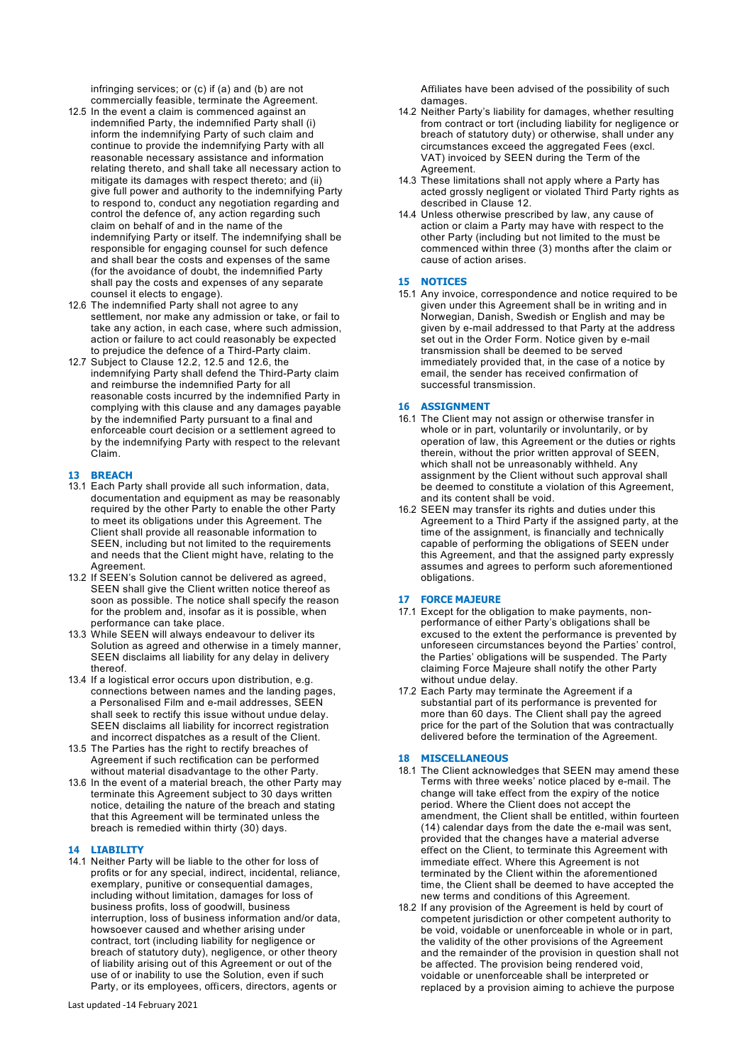infringing services; or (c) if (a) and (b) are not commercially feasible, terminate the Agreement.

12.5 In the event a claim is commenced against an indemnified Party, the indemnified Party shall (i) inform the indemnifying Party of such claim and continue to provide the indemnifying Party with all reasonable necessary assistance and information relating thereto, and shall take all necessary action to mitigate its damages with respect thereto; and (ii) give full power and authority to the indemnifying Party to respond to, conduct any negotiation regarding and control the defence of, any action regarding such claim on behalf of and in the name of the indemnifying Party or itself. The indemnifying shall be responsible for engaging counsel for such defence and shall bear the costs and expenses of the same (for the avoidance of doubt, the indemnified Party shall pay the costs and expenses of any separate counsel it elects to engage).

12.6 The indemnified Party shall not agree to any settlement, nor make any admission or take, or fail to take any action, in each case, where such admission, action or failure to act could reasonably be expected to prejudice the defence of a Third-Party claim.

12.7 Subject to Clause 12.2, 12.5 and 12.6, the indemnifying Party shall defend the Third-Party claim and reimburse the indemnified Party for all reasonable costs incurred by the indemnified Party in complying with this clause and any damages payable by the indemnified Party pursuant to a final and enforceable court decision or a settlement agreed to by the indemnifying Party with respect to the relevant Claim.

## 13 BREACH

13.1 Each Party shall provide all such information, data, documentation and equipment as may be reasonably required by the other Party to enable the other Party to meet its obligations under this Agreement. The Client shall provide all reasonable information to SEEN, including but not limited to the requirements and needs that the Client might have, relating to the Agreement.

13.2 If SEEN's Solution cannot be delivered as agreed, SEEN shall give the Client written notice thereof as soon as possible. The notice shall specify the reason for the problem and, insofar as it is possible, when performance can take place.

13.3 While SEEN will always endeavour to deliver its Solution as agreed and otherwise in a timely manner, SEEN disclaims all liability for any delay in delivery thereof.

13.4 If a logistical error occurs upon distribution, e.g. connections between names and the landing pages, a Personalised Film and e-mail addresses, SEEN shall seek to rectify this issue without undue delay. SEEN disclaims all liability for incorrect registration and incorrect dispatches as a result of the Client.

13.5 The Parties has the right to rectify breaches of Agreement if such rectification can be performed without material disadvantage to the other Party.

13.6 In the event of a material breach, the other Party may terminate this Agreement subject to 30 days written notice, detailing the nature of the breach and stating that this Agreement will be terminated unless the breach is remedied within thirty (30) days.

## 14 LIABILITY

14.1 Neither Party will be liable to the other for loss of profits or for any special, indirect, incidental, reliance, exemplary, punitive or consequential damages, including without limitation, damages for loss of business profits, loss of goodwill, business interruption, loss of business information and/or data, howsoever caused and whether arising under contract, tort (including liability for negligence or breach of statutory duty), negligence, or other theory of liability arising out of this Agreement or out of the use of or inability to use the Solution, even if such Party, or its employees, officers, directors, agents or Affiliates have been advised of the possibility of such damages.

14.2 Neither Party's liability for damages, whether resulting from contract or tort (including liability for negligence or breach of statutory duty) or otherwise, shall under any circumstances exceed the aggregated Fees (excl. VAT) invoiced by SEEN during the Term of the Agreement.

14.3 These limitations shall not apply where a Party has acted grossly negligent or violated Third Party rights as described in Clause 12.

14.4 Unless otherwise prescribed by law, any cause of action or claim a Party may have with respect to the other Party (including but not limited to the must be commenced within three (3) months after the claim or cause of action arises.

## 15 NOTICES

15.1 Any invoice, correspondence and notice required to be given under this Agreement shall be in writing and in Norwegian, Danish, Swedish or English and may be given by e-mail addressed to that Party at the address set out in the Order Form. Notice given by e-mail transmission shall be deemed to be served immediately provided that, in the case of a notice by email, the sender has received confirmation of successful transmission.

## 16 ASSIGNMENT

16.1 The Client may not assign or otherwise transfer in whole or in part, voluntarily or involuntarily, or by operation of law, this Agreement or the duties or rights therein, without the prior written approval of SEEN, which shall not be unreasonably withheld. Any assignment by the Client without such approval shall be deemed to constitute a violation of this Agreement, and its content shall be void.

16.2 SEEN may transfer its rights and duties under this Agreement to a Third Party if the assigned party, at the time of the assignment, is financially and technically capable of performing the obligations of SEEN under this Agreement, and that the assigned party expressly assumes and agrees to perform such aforementioned obligations.

## 17 FORCE MAJEURE

17.1 Except for the obligation to make payments, non-performance of either Party's obligations shall be excused to the extent the performance is prevented by unforeseen circumstances beyond the Parties' control, the Parties' obligations will be suspended. The Party claiming Force Majeure shall notify the other Party without undue delay.

17.2 Each Party may terminate the Agreement if a substantial part of its performance is prevented for more than 60 days. The Client shall pay the agreed price for the part of the Solution that was contractually delivered before the termination of the Agreement.

## 18 MISCELLANEOUS

18.1 The Client acknowledges that SEEN may amend these Terms with three weeks' notice placed by e-mail. The change will take effect from the expiry of the notice period. Where the Client does not accept the amendment, the Client shall be entitled, within fourteen (14) calendar days from the date the e-mail was sent, provided that the changes have a material adverse effect on the Client, to terminate this Agreement with immediate effect. Where this Agreement is not terminated by the Client within the aforementioned time, the Client shall be deemed to have accepted the new terms and conditions of this Agreement.

18.2 If any provision of the Agreement is held by court of competent jurisdiction or other competent authority to be void, voidable or unenforceable in whole or in part, the validity of the other provisions of the Agreement and the remainder of the provision in question shall not be affected. The provision being rendered void, voidable or unenforceable shall be interpreted or replaced by a provision aiming to achieve the purpose

Last updated -14 February 2021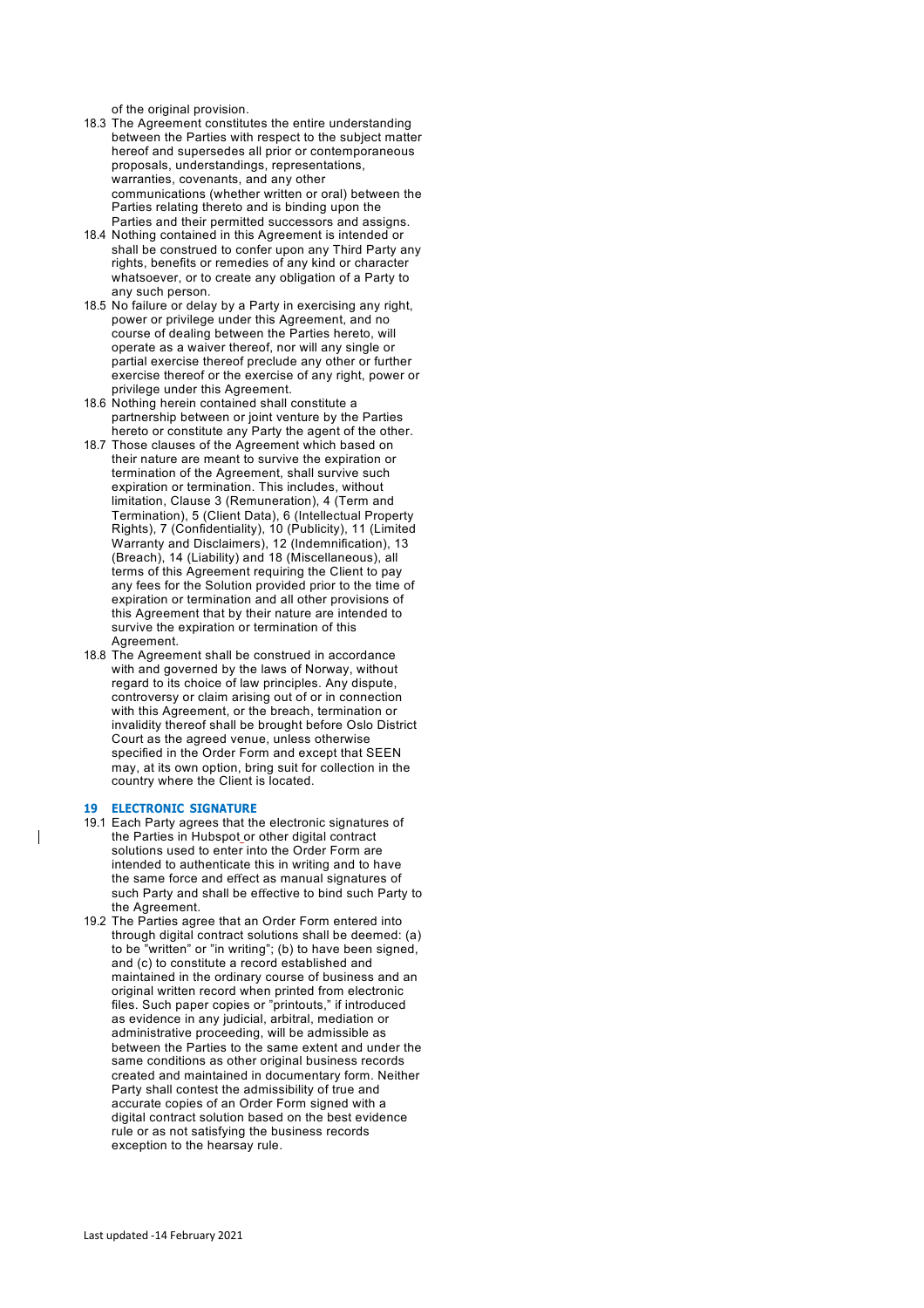of the original provision.

18.3 The Agreement constitutes the entire understanding between the Parties with respect to the subject matter hereof and supersedes all prior or contemporaneous proposals, understandings, representations, warranties, covenants, and any other communications (whether written or oral) between the Parties relating thereto and is binding upon the Parties and their permitted successors and assigns.

18.4 Nothing contained in this Agreement is intended or shall be construed to confer upon any Third Party any rights, benefits or remedies of any kind or character whatsoever, or to create any obligation of a Party to any such person.

18.5 No failure or delay by a Party in exercising any right, power or privilege under this Agreement, and no course of dealing between the Parties hereto, will operate as a waiver thereof, nor will any single or partial exercise thereof preclude any other or further exercise thereof or the exercise of any right, power or privilege under this Agreement.

18.6 Nothing herein contained shall constitute a partnership between or joint venture by the Parties hereto or constitute any Party the agent of the other.

18.7 Those clauses of the Agreement which based on their nature are meant to survive the expiration or termination of the Agreement, shall survive such expiration or termination. This includes, without limitation, Clause 3 (Remuneration), 4 (Term and Termination), 5 (Client Data), 6 (Intellectual Property Rights), 7 (Confidentiality), 10 (Publicity), 11 (Limited Warranty and Disclaimers), 12 (Indemnification), 13 (Breach), 14 (Liability) and 18 (Miscellaneous), all terms of this Agreement requiring the Client to pay any fees for the Solution provided prior to the time of expiration or termination and all other provisions of this Agreement that by their nature are intended to survive the expiration or termination of this Agreement.

18.8 The Agreement shall be construed in accordance with and governed by the laws of Norway, without regard to its choice of law principles. Any dispute, controversy or claim arising out of or in connection with this Agreement, or the breach, termination or invalidity thereof shall be brought before Oslo District Court as the agreed venue, unless otherwise specified in the Order Form and except that SEEN may, at its own option, bring suit for collection in the country where the Client is located.

## 19 ELECTRONIC SIGNATURE

19.1 Each Party agrees that the electronic signatures of the Parties in Hubspot or other digital contract solutions used to enter into the Order Form are intended to authenticate this in writing and to have the same force and effect as manual signatures of such Party and shall be effective to bind such Party to the Agreement.

19.2 The Parties agree that an Order Form entered into through digital contract solutions shall be deemed: (a) to be "written" or "in writing"; (b) to have been signed, and (c) to constitute a record established and maintained in the ordinary course of business and an original written record when printed from electronic files. Such paper copies or "printouts," if introduced as evidence in any judicial, arbitral, mediation or administrative proceeding, will be admissible as between the Parties to the same extent and under the same conditions as other original business records created and maintained in documentary form. Neither Party shall contest the admissibility of true and accurate copies of an Order Form signed with a digital contract solution based on the best evidence rule or as not satisfying the business records exception to the hearsay rule.

Last updated -14 February 2021